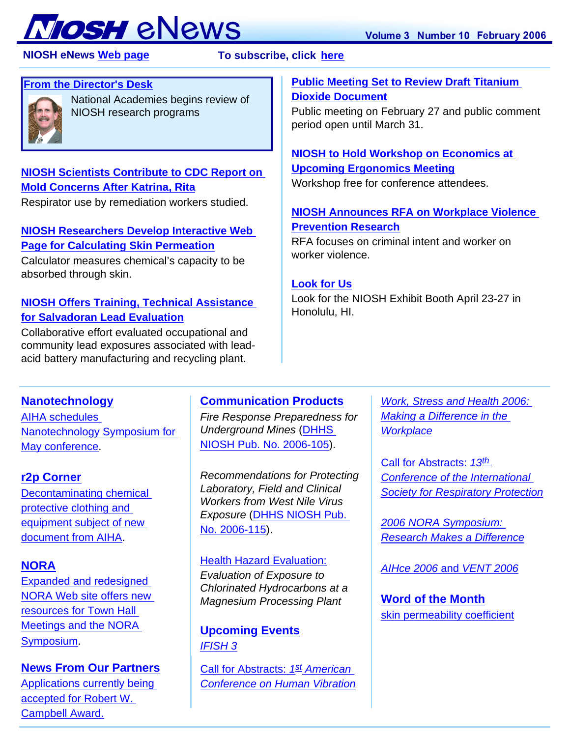# NIOSH eNews

Volume 3 Number 10 February 2006

NIOSH eNews Web page    To subscribe, click here

### From the Director's Desk

National Academies begins review of NIOSH research programs

### NIOSH Scientists Contribute to CDC Report on Mold Concerns After Katrina, Rita

Respirator use by remediation workers studied.

### NIOSH Researchers Develop Interactive Web Page for Calculating Skin Permeation

Calculator measures chemical's capacity to be absorbed through skin.

### NIOSH Offers Training, Technical Assistance for Salvadoran Lead Evaluation

Collaborative effort evaluated occupational and community lead exposures associated with lead-acid battery manufacturing and recycling plant.

### Public Meeting Set to Review Draft Titanium Dioxide Document

Public meeting on February 27 and public comment period open until March 31.

### NIOSH to Hold Workshop on Economics at Upcoming Ergonomics Meeting

Workshop free for conference attendees.

### NIOSH Announces RFA on Workplace Violence Prevention Research

RFA focuses on criminal intent and worker on worker violence.

### Look for Us

Look for the NIOSH Exhibit Booth April 23-27 in Honolulu, HI.

---

### Nanotechnology

AIHA schedules Nanotechnology Symposium for May conference.

### r2p Corner

Decontaminating chemical protective clothing and equipment subject of new document from AIHA.

### NORA

Expanded and redesigned NORA Web site offers new resources for Town Hall Meetings and the NORA Symposium.

### News From Our Partners

Applications currently being accepted for Robert W. Campbell Award.

### Communication Products

*Fire Response Preparedness for Underground Mines* (DHHS NIOSH Pub. No. 2006-105).

*Recommendations for Protecting Laboratory, Field and Clinical Workers from West Nile Virus Exposure* (DHHS NIOSH Pub. No. 2006-115).

Health Hazard Evaluation: *Evaluation of Exposure to Chlorinated Hydrocarbons at a Magnesium Processing Plant*

### Upcoming Events

*IFISH 3*

Call for Abstracts: *1st American Conference on Human Vibration*

*Work, Stress and Health 2006: Making a Difference in the Workplace*

Call for Abstracts: *13th Conference of the International Society for Respiratory Protection*

*2006 NORA Symposium: Research Makes a Difference*

*AIHce 2006 and VENT 2006*

### Word of the Month

skin permeability coefficient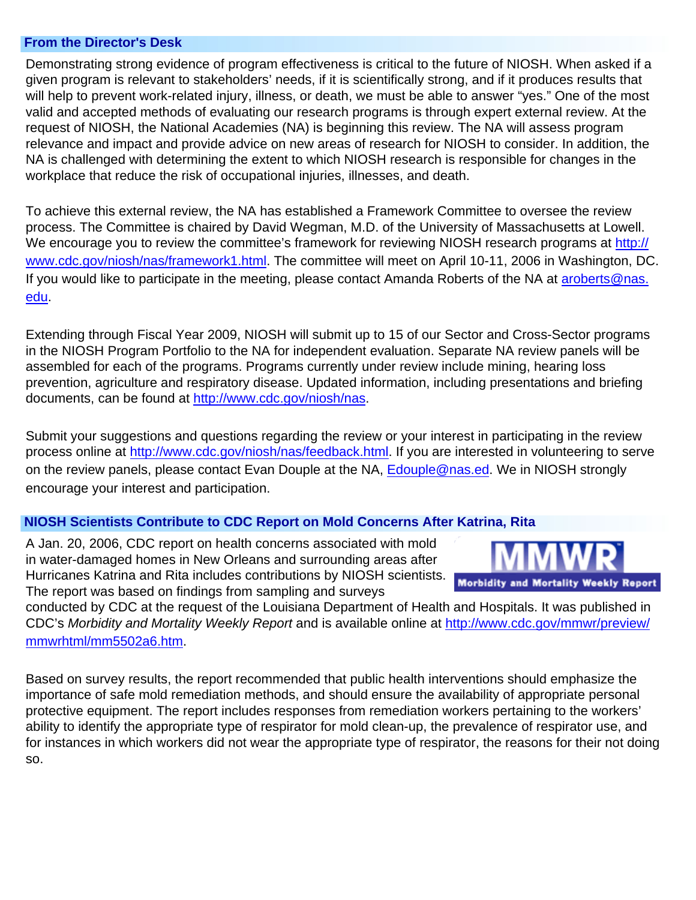## From the Director's Desk

Demonstrating strong evidence of program effectiveness is critical to the future of NIOSH. When asked if a given program is relevant to stakeholders' needs, if it is scientifically strong, and if it produces results that will help to prevent work-related injury, illness, or death, we must be able to answer "yes." One of the most valid and accepted methods of evaluating our research programs is through expert external review. At the request of NIOSH, the National Academies (NA) is beginning this review. The NA will assess program relevance and impact and provide advice on new areas of research for NIOSH to consider. In addition, the NA is challenged with determining the extent to which NIOSH research is responsible for changes in the workplace that reduce the risk of occupational injuries, illnesses, and death.

To achieve this external review, the NA has established a Framework Committee to oversee the review process. The Committee is chaired by David Wegman, M.D. of the University of Massachusetts at Lowell. We encourage you to review the committee's framework for reviewing NIOSH research programs at [http://www.cdc.gov/niosh/nas/framework1.html](http://www.cdc.gov/niosh/nas/framework1.html). The committee will meet on April 10-11, 2006 in Washington, DC. If you would like to participate in the meeting, please contact Amanda Roberts of the NA at [aroberts@nas.edu](mailto:aroberts@nas.edu).

Extending through Fiscal Year 2009, NIOSH will submit up to 15 of our Sector and Cross-Sector programs in the NIOSH Program Portfolio to the NA for independent evaluation. Separate NA review panels will be assembled for each of the programs. Programs currently under review include mining, hearing loss prevention, agriculture and respiratory disease. Updated information, including presentations and briefing documents, can be found at [http://www.cdc.gov/niosh/nas](http://www.cdc.gov/niosh/nas).

Submit your suggestions and questions regarding the review or your interest in participating in the review process online at [http://www.cdc.gov/niosh/nas/feedback.html](http://www.cdc.gov/niosh/nas/feedback.html). If you are interested in volunteering to serve on the review panels, please contact Evan Douple at the NA, [Edouple@nas.ed](mailto:Edouple@nas.ed). We in NIOSH strongly encourage your interest and participation.

## NIOSH Scientists Contribute to CDC Report on Mold Concerns After Katrina, Rita

A Jan. 20, 2006, CDC report on health concerns associated with mold in water-damaged homes in New Orleans and surrounding areas after Hurricanes Katrina and Rita includes contributions by NIOSH scientists. The report was based on findings from sampling and surveys conducted by CDC at the request of the Louisiana Department of Health and Hospitals. It was published in CDC's *Morbidity and Mortality Weekly Report* and is available online at [http://www.cdc.gov/mmwr/preview/mmwrhtml/mm5502a6.htm](http://www.cdc.gov/mmwr/preview/mmwrhtml/mm5502a6.htm).

Based on survey results, the report recommended that public health interventions should emphasize the importance of safe mold remediation methods, and should ensure the availability of appropriate personal protective equipment. The report includes responses from remediation workers pertaining to the workers' ability to identify the appropriate type of respirator for mold clean-up, the prevalence of respirator use, and for instances in which workers did not wear the appropriate type of respirator, the reasons for their not doing so.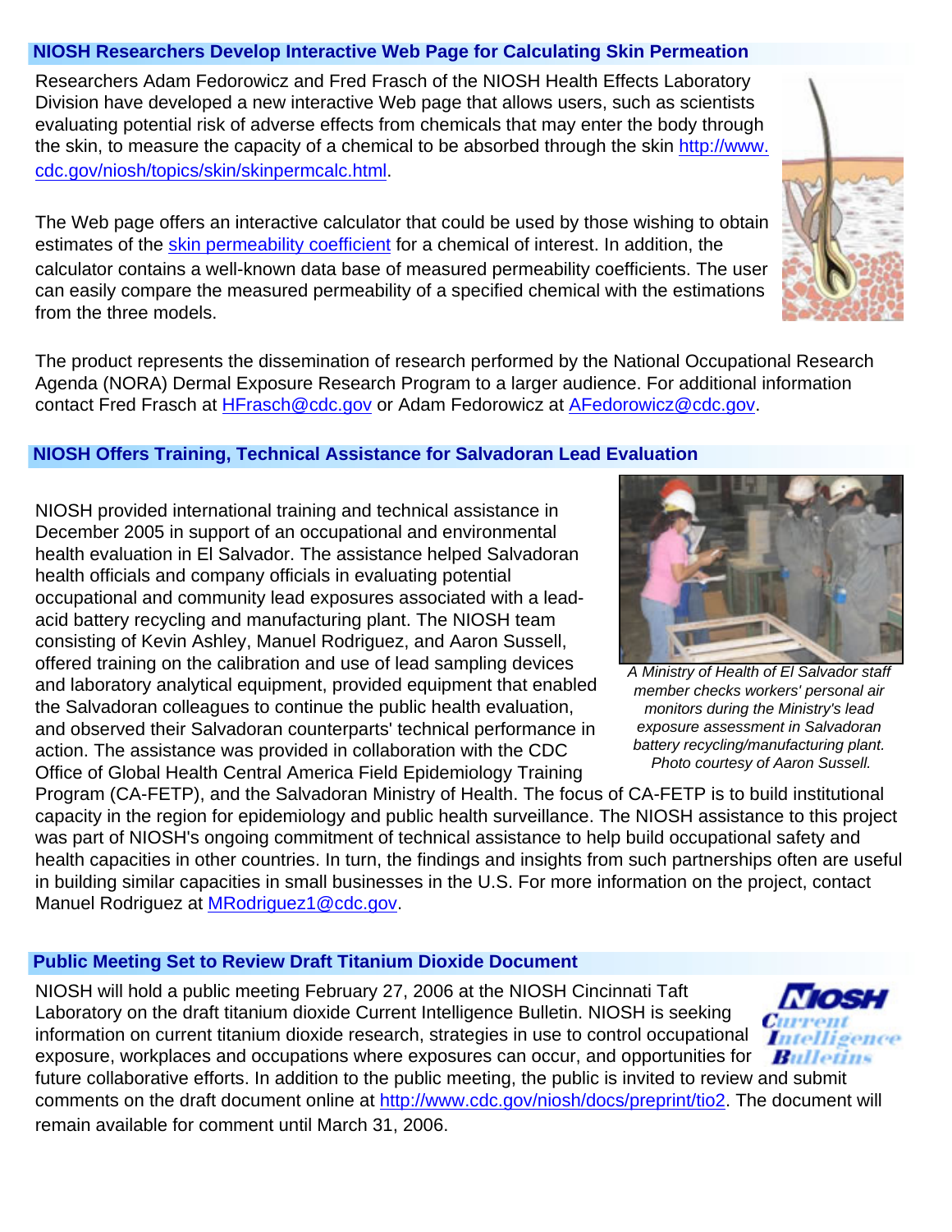## NIOSH Researchers Develop Interactive Web Page for Calculating Skin Permeation

Researchers Adam Fedorowicz and Fred Frasch of the NIOSH Health Effects Laboratory Division have developed a new interactive Web page that allows users, such as scientists evaluating potential risk of adverse effects from chemicals that may enter the body through the skin, to measure the capacity of a chemical to be absorbed through the skin http://www.cdc.gov/niosh/topics/skin/skinpermcalc.html.

The Web page offers an interactive calculator that could be used by those wishing to obtain estimates of the skin permeability coefficient for a chemical of interest. In addition, the calculator contains a well-known data base of measured permeability coefficients. The user can easily compare the measured permeability of a specified chemical with the estimations from the three models.

The product represents the dissemination of research performed by the National Occupational Research Agenda (NORA) Dermal Exposure Research Program to a larger audience. For additional information contact Fred Frasch at HFrasch@cdc.gov or Adam Fedorowicz at AFedorowicz@cdc.gov.

## NIOSH Offers Training, Technical Assistance for Salvadoran Lead Evaluation

NIOSH provided international training and technical assistance in December 2005 in support of an occupational and environmental health evaluation in El Salvador. The assistance helped Salvadoran health officials and company officials in evaluating potential occupational and community lead exposures associated with a lead-acid battery recycling and manufacturing plant. The NIOSH team consisting of Kevin Ashley, Manuel Rodriguez, and Aaron Sussell, offered training on the calibration and use of lead sampling devices and laboratory analytical equipment, provided equipment that enabled the Salvadoran colleagues to continue the public health evaluation, and observed their Salvadoran counterparts' technical performance in action. The assistance was provided in collaboration with the CDC Office of Global Health Central America Field Epidemiology Training Program (CA-FETP), and the Salvadoran Ministry of Health. The focus of CA-FETP is to build institutional capacity in the region for epidemiology and public health surveillance. The NIOSH assistance to this project was part of NIOSH's ongoing commitment of technical assistance to help build occupational safety and health capacities in other countries. In turn, the findings and insights from such partnerships often are useful in building similar capacities in small businesses in the U.S. For more information on the project, contact Manuel Rodriguez at MRodriguez1@cdc.gov.

*A Ministry of Health of El Salvador staff member checks workers' personal air monitors during the Ministry's lead exposure assessment in Salvadoran battery recycling/manufacturing plant. Photo courtesy of Aaron Sussell.*

## Public Meeting Set to Review Draft Titanium Dioxide Document

NIOSH will hold a public meeting February 27, 2006 at the NIOSH Cincinnati Taft Laboratory on the draft titanium dioxide Current Intelligence Bulletin. NIOSH is seeking information on current titanium dioxide research, strategies in use to control occupational exposure, workplaces and occupations where exposures can occur, and opportunities for future collaborative efforts. In addition to the public meeting, the public is invited to review and submit comments on the draft document online at http://www.cdc.gov/niosh/docs/preprint/tio2. The document will remain available for comment until March 31, 2006.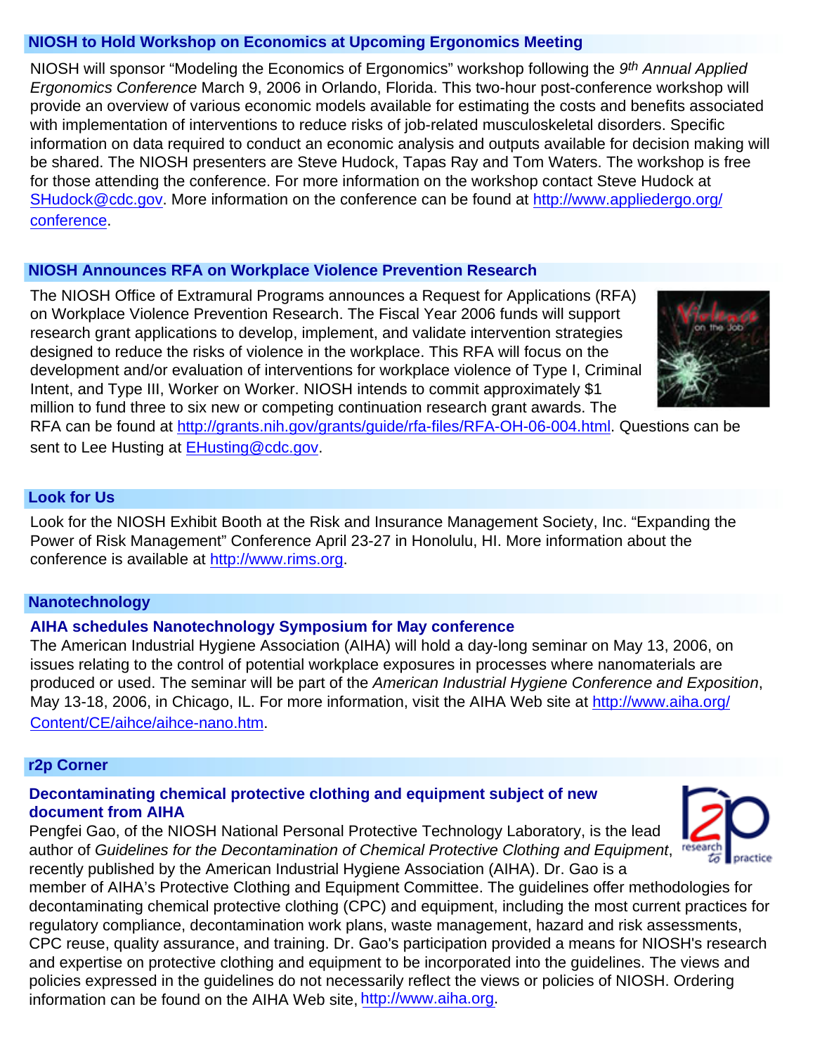## NIOSH to Hold Workshop on Economics at Upcoming Ergonomics Meeting

NIOSH will sponsor "Modeling the Economics of Ergonomics" workshop following the *9th Annual Applied Ergonomics Conference* March 9, 2006 in Orlando, Florida. This two-hour post-conference workshop will provide an overview of various economic models available for estimating the costs and benefits associated with implementation of interventions to reduce risks of job-related musculoskeletal disorders. Specific information on data required to conduct an economic analysis and outputs available for decision making will be shared. The NIOSH presenters are Steve Hudock, Tapas Ray and Tom Waters. The workshop is free for those attending the conference. For more information on the workshop contact Steve Hudock at SHudock@cdc.gov. More information on the conference can be found at http://www.appliedergo.org/conference.

## NIOSH Announces RFA on Workplace Violence Prevention Research

The NIOSH Office of Extramural Programs announces a Request for Applications (RFA) on Workplace Violence Prevention Research. The Fiscal Year 2006 funds will support research grant applications to develop, implement, and validate intervention strategies designed to reduce the risks of violence in the workplace. This RFA will focus on the development and/or evaluation of interventions for workplace violence of Type I, Criminal Intent, and Type III, Worker on Worker. NIOSH intends to commit approximately $1 million to fund three to six new or competing continuation research grant awards. The RFA can be found at http://grants.nih.gov/grants/guide/rfa-files/RFA-OH-06-004.html. Questions can be sent to Lee Husting at EHusting@cdc.gov.

## Look for Us

Look for the NIOSH Exhibit Booth at the Risk and Insurance Management Society, Inc. "Expanding the Power of Risk Management" Conference April 23-27 in Honolulu, HI. More information about the conference is available at http://www.rims.org.

## Nanotechnology

### AIHA schedules Nanotechnology Symposium for May conference

The American Industrial Hygiene Association (AIHA) will hold a day-long seminar on May 13, 2006, on issues relating to the control of potential workplace exposures in processes where nanomaterials are produced or used. The seminar will be part of the *American Industrial Hygiene Conference and Exposition*, May 13-18, 2006, in Chicago, IL. For more information, visit the AIHA Web site at http://www.aiha.org/Content/CE/aihce/aihce-nano.htm.

## r2p Corner

### Decontaminating chemical protective clothing and equipment subject of new document from AIHA

Pengfei Gao, of the NIOSH National Personal Protective Technology Laboratory, is the lead author of *Guidelines for the Decontamination of Chemical Protective Clothing and Equipment*, recently published by the American Industrial Hygiene Association (AIHA). Dr. Gao is a member of AIHA's Protective Clothing and Equipment Committee. The guidelines offer methodologies for decontaminating chemical protective clothing (CPC) and equipment, including the most current practices for regulatory compliance, decontamination work plans, waste management, hazard and risk assessments, CPC reuse, quality assurance, and training. Dr. Gao's participation provided a means for NIOSH's research and expertise on protective clothing and equipment to be incorporated into the guidelines. The views and policies expressed in the guidelines do not necessarily reflect the views or policies of NIOSH. Ordering information can be found on the AIHA Web site, http://www.aiha.org.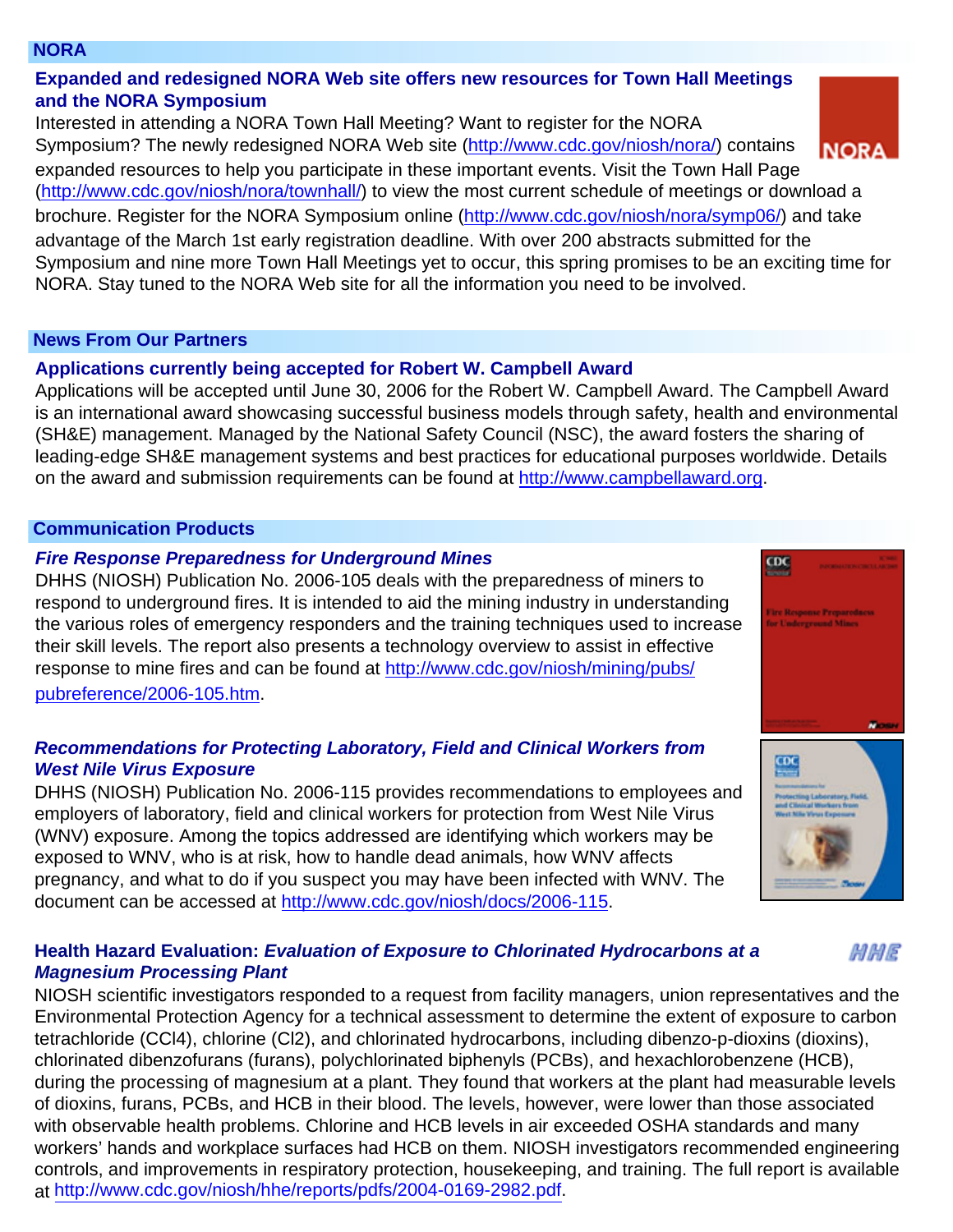## NORA

### Expanded and redesigned NORA Web site offers new resources for Town Hall Meetings and the NORA Symposium

Interested in attending a NORA Town Hall Meeting? Want to register for the NORA Symposium? The newly redesigned NORA Web site (http://www.cdc.gov/niosh/nora/) contains expanded resources to help you participate in these important events. Visit the Town Hall Page (http://www.cdc.gov/niosh/nora/townhall/) to view the most current schedule of meetings or download a brochure. Register for the NORA Symposium online (http://www.cdc.gov/niosh/nora/symp06/) and take advantage of the March 1st early registration deadline. With over 200 abstracts submitted for the Symposium and nine more Town Hall Meetings yet to occur, this spring promises to be an exciting time for NORA. Stay tuned to the NORA Web site for all the information you need to be involved.

## News From Our Partners

### Applications currently being accepted for Robert W. Campbell Award

Applications will be accepted until June 30, 2006 for the Robert W. Campbell Award. The Campbell Award is an international award showcasing successful business models through safety, health and environmental (SH&E) management. Managed by the National Safety Council (NSC), the award fosters the sharing of leading-edge SH&E management systems and best practices for educational purposes worldwide. Details on the award and submission requirements can be found at http://www.campbellaward.org.

## Communication Products

### *Fire Response Preparedness for Underground Mines*

DHHS (NIOSH) Publication No. 2006-105 deals with the preparedness of miners to respond to underground fires. It is intended to aid the mining industry in understanding the various roles of emergency responders and the training techniques used to increase their skill levels. The report also presents a technology overview to assist in effective response to mine fires and can be found at http://www.cdc.gov/niosh/mining/pubs/pubreference/2006-105.htm.

### *Recommendations for Protecting Laboratory, Field and Clinical Workers from West Nile Virus Exposure*

DHHS (NIOSH) Publication No. 2006-115 provides recommendations to employees and employers of laboratory, field and clinical workers for protection from West Nile Virus (WNV) exposure. Among the topics addressed are identifying which workers may be exposed to WNV, who is at risk, how to handle dead animals, how WNV affects pregnancy, and what to do if you suspect you may have been infected with WNV. The document can be accessed at http://www.cdc.gov/niosh/docs/2006-115.

### Health Hazard Evaluation: *Evaluation of Exposure to Chlorinated Hydrocarbons at a Magnesium Processing Plant*

NIOSH scientific investigators responded to a request from facility managers, union representatives and the Environmental Protection Agency for a technical assessment to determine the extent of exposure to carbon tetrachloride ($CCl_4$), chlorine ($Cl_2$), and chlorinated hydrocarbons, including dibenzo-p-dioxins (dioxins), chlorinated dibenzofurans (furans), polychlorinated biphenyls (PCBs), and hexachlorobenzene (HCB), during the processing of magnesium at a plant. They found that workers at the plant had measurable levels of dioxins, furans, PCBs, and HCB in their blood. The levels, however, were lower than those associated with observable health problems. Chlorine and HCB levels in air exceeded OSHA standards and many workers' hands and workplace surfaces had HCB on them. NIOSH investigators recommended engineering controls, and improvements in respiratory protection, housekeeping, and training. The full report is available at http://www.cdc.gov/niosh/hhe/reports/pdfs/2004-0169-2982.pdf.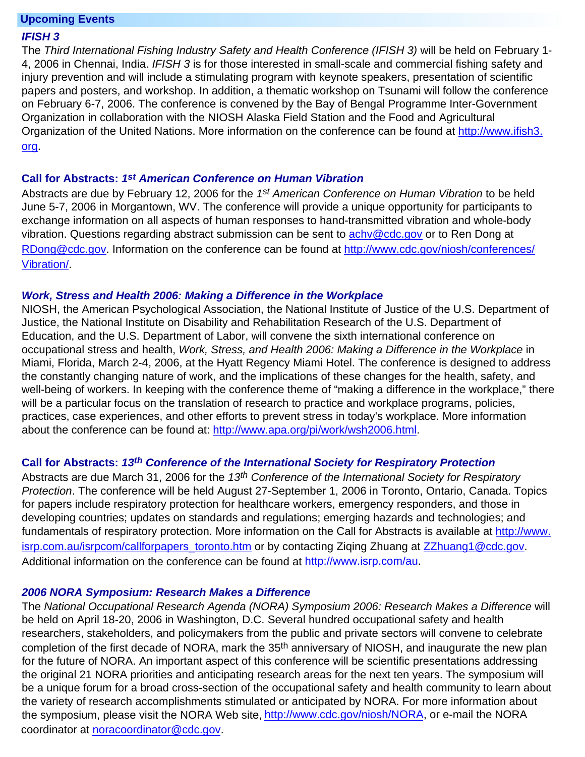## Upcoming Events

### *IFISH 3*

The *Third International Fishing Industry Safety and Health Conference (IFISH 3)* will be held on February 1-4, 2006 in Chennai, India. *IFISH 3* is for those interested in small-scale and commercial fishing safety and injury prevention and will include a stimulating program with keynote speakers, presentation of scientific papers and posters, and workshop. In addition, a thematic workshop on Tsunami will follow the conference on February 6-7, 2006. The conference is convened by the Bay of Bengal Programme Inter-Government Organization in collaboration with the NIOSH Alaska Field Station and the Food and Agricultural Organization of the United Nations. More information on the conference can be found at http://www.ifish3.org.

### Call for Abstracts: *1st American Conference on Human Vibration*

Abstracts are due by February 12, 2006 for the *1st American Conference on Human Vibration* to be held June 5-7, 2006 in Morgantown, WV. The conference will provide a unique opportunity for participants to exchange information on all aspects of human responses to hand-transmitted vibration and whole-body vibration. Questions regarding abstract submission can be sent to achv@cdc.gov or to Ren Dong at RDong@cdc.gov. Information on the conference can be found at http://www.cdc.gov/niosh/conferences/Vibration/.

### *Work, Stress and Health 2006: Making a Difference in the Workplace*

NIOSH, the American Psychological Association, the National Institute of Justice of the U.S. Department of Justice, the National Institute on Disability and Rehabilitation Research of the U.S. Department of Education, and the U.S. Department of Labor, will convene the sixth international conference on occupational stress and health, *Work, Stress, and Health 2006: Making a Difference in the Workplace* in Miami, Florida, March 2-4, 2006, at the Hyatt Regency Miami Hotel. The conference is designed to address the constantly changing nature of work, and the implications of these changes for the health, safety, and well-being of workers. In keeping with the conference theme of "making a difference in the workplace," there will be a particular focus on the translation of research to practice and workplace programs, policies, practices, case experiences, and other efforts to prevent stress in today's workplace. More information about the conference can be found at: http://www.apa.org/pi/work/wsh2006.html.

### Call for Abstracts: *13th Conference of the International Society for Respiratory Protection*

Abstracts are due March 31, 2006 for the *13th Conference of the International Society for Respiratory Protection*. The conference will be held August 27-September 1, 2006 in Toronto, Ontario, Canada. Topics for papers include respiratory protection for healthcare workers, emergency responders, and those in developing countries; updates on standards and regulations; emerging hazards and technologies; and fundamentals of respiratory protection. More information on the Call for Abstracts is available at http://www.isrp.com.au/isrpcom/callforpapers_toronto.htm or by contacting Ziqing Zhuang at ZZhuang1@cdc.gov. Additional information on the conference can be found at http://www.isrp.com/au.

### *2006 NORA Symposium: Research Makes a Difference*

The *National Occupational Research Agenda (NORA) Symposium 2006: Research Makes a Difference* will be held on April 18-20, 2006 in Washington, D.C. Several hundred occupational safety and health researchers, stakeholders, and policymakers from the public and private sectors will convene to celebrate completion of the first decade of NORA, mark the 35th anniversary of NIOSH, and inaugurate the new plan for the future of NORA. An important aspect of this conference will be scientific presentations addressing the original 21 NORA priorities and anticipating research areas for the next ten years. The symposium will be a unique forum for a broad cross-section of the occupational safety and health community to learn about the variety of research accomplishments stimulated or anticipated by NORA. For more information about the symposium, please visit the NORA Web site, http://www.cdc.gov/niosh/NORA, or e-mail the NORA coordinator at noracoordinator@cdc.gov.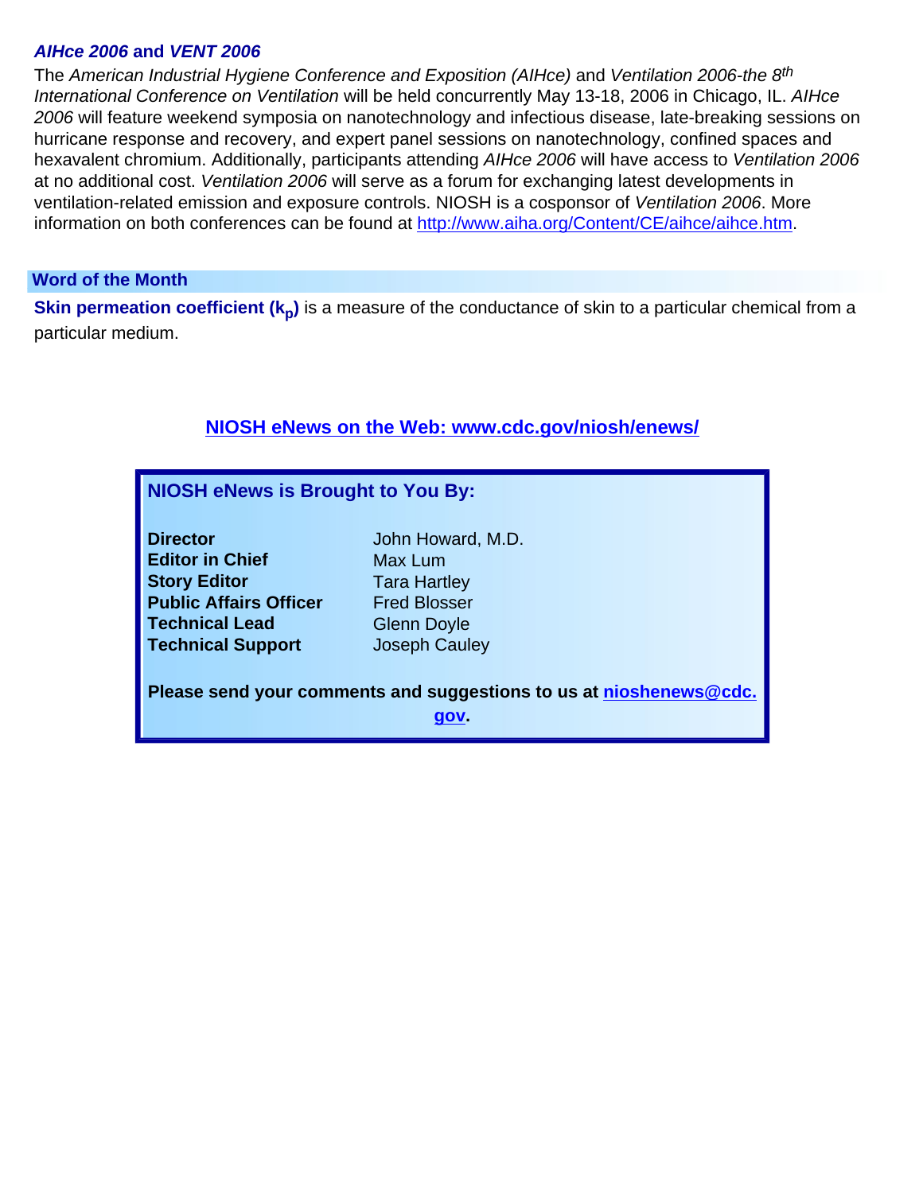### *AIHce 2006* and *VENT 2006*

The *American Industrial Hygiene Conference and Exposition (AIHce)* and *Ventilation 2006-the 8th International Conference on Ventilation* will be held concurrently May 13-18, 2006 in Chicago, IL. *AIHce 2006* will feature weekend symposia on nanotechnology and infectious disease, late-breaking sessions on hurricane response and recovery, and expert panel sessions on nanotechnology, confined spaces and hexavalent chromium. Additionally, participants attending *AIHce 2006* will have access to *Ventilation 2006* at no additional cost. *Ventilation 2006* will serve as a forum for exchanging latest developments in ventilation-related emission and exposure controls. NIOSH is a cosponsor of *Ventilation 2006*. More information on both conferences can be found at http://www.aiha.org/Content/CE/aihce/aihce.htm.

## Word of the Month

**Skin permeation coefficient ($k_p$)** is a measure of the conductance of skin to a particular chemical from a particular medium.

**NIOSH eNews on the Web: www.cdc.gov/niosh/enews/**

### NIOSH eNews is Brought to You By:

| | |
|---|---|
| **Director** | John Howard, M.D. |
| **Editor in Chief** | Max Lum |
| **Story Editor** | Tara Hartley |
| **Public Affairs Officer** | Fred Blosser |
| **Technical Lead** | Glenn Doyle |
| **Technical Support** | Joseph Cauley |

**Please send your comments and suggestions to us at nioshenews@cdc.gov.**